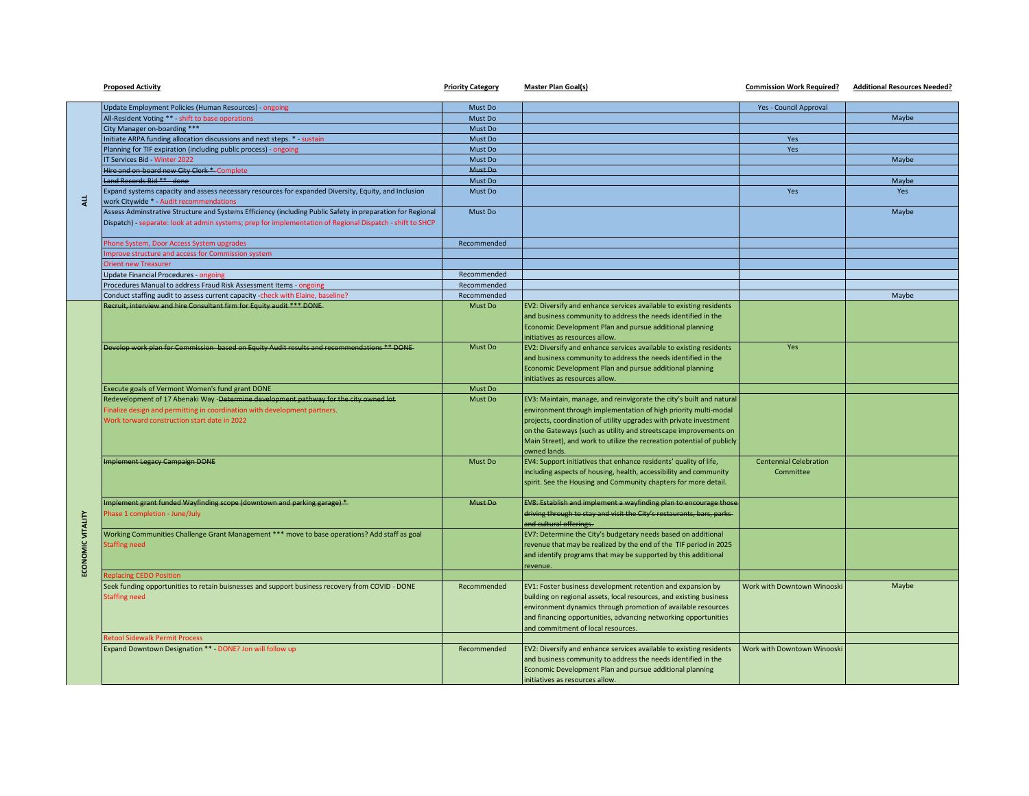| | Proposed Activity | Priority Category | Master Plan Goal(s) | Commission Work Required? | Additional Resources Needed? |
|---|---|---|---|---|---|
| ALL | Update Employment Policies (Human Resources) - ongoing | Must Do | | Yes - Council Approval | |
| | All-Resident Voting ** - shift to base operations | Must Do | | | Maybe |
| | City Manager on-boarding *** | Must Do | | | |
| | Initiate ARPA funding allocation discussions and next steps. * - sustain | Must Do | | Yes | |
| | Planning for TIF expiration (including public process) - ongoing | Must Do | | Yes | |
| | IT Services Bid - Winter 2022 | Must Do | | | Maybe |
| | ~~Hire and on-board new City Clerk *~~ Complete | ~~Must Do~~ | | | |
| | ~~Land Records Bid ** - done~~ | Must Do | | | Maybe |
| | Expand systems capacity and assess necessary resources for expanded Diversity, Equity, and Inclusion work Citywide * - Audit recommendations | Must Do | | Yes | Yes |
| | Assess Adminstrative Structure and Systems Efficiency (including Public Safety in preparation for Regional Dispatch) - separate: look at admin systems; prep for implementation of Regional Dispatch - shift to SHCP | Must Do | | | Maybe |
| | Phone System, Door Access System upgrades | Recommended | | | |
| | Improve structure and access for Commission system | | | | |
| | Orient new Treasurer | | | | |
| | Update Financial Procedures - ongoing | Recommended | | | |
| | Procedures Manual to address Fraud Risk Assessment Items - ongoing | Recommended | | | |
| | Conduct staffing audit to assess current capacity -check with Elaine, baseline? | Recommended | | | Maybe |
| ECONOMIC VITALITY | ~~Recruit, interview and hire Consultant firm for Equity audit *** DONE~~ | Must Do | EV2: Diversify and enhance services available to existing residents and business community to address the needs identified in the Economic Development Plan and pursue additional planning initiatives as resources allow. | | |
| | ~~Develop work plan for Commission - based on Equity Audit results and recommendations ** DONE~~ | Must Do | EV2: Diversify and enhance services available to existing residents and business community to address the needs identified in the Economic Development Plan and pursue additional planning initiatives as resources allow. | Yes | |
| | Execute goals of Vermont Women's fund grant DONE | Must Do | | | |
| | Redevelopment of 17 Abenaki Way -~~Determine development pathway for the city owned lot~~ Finalize design and permitting in coordination with development partners. Work torward construction start date in 2022 | Must Do | EV3: Maintain, manage, and reinvigorate the city's built and natural environment through implementation of high priority multi-modal projects, coordination of utility upgrades with private investment on the Gateways (such as utility and streetscape improvements on Main Street), and work to utilize the recreation potential of publicly owned lands. | | |
| | ~~Implement Legacy Campaign DONE~~ | Must Do | EV4: Support initiatives that enhance residents' quality of life, including aspects of housing, health, accessibility and community spirit. See the Housing and Community chapters for more detail. | Centennial Celebration Committee | |
| | ~~Implement grant funded Wayfinding scope (downtown and parking garage) *~~ Phase 1 completion - June/July | ~~Must Do~~ | ~~EV8: Establish and implement a wayfinding plan to encourage those driving through to stay and visit the City's restaurants, bars, parks and cultural offerings.~~ | | |
| | Working Communities Challenge Grant Management *** move to base operations? Add staff as goal Staffing need | | EV7: Determine the City's budgetary needs based on additional revenue that may be realized by the end of the TIF period in 2025 and identify programs that may be supported by this additional revenue. | | |
| | Replacing CEDO Position | | | | |
| | Seek funding opportunities to retain buisnesses and support business recovery from COVID - DONE Staffing need | Recommended | EV1: Foster business development retention and expansion by building on regional assets, local resources, and existing business environment dynamics through promotion of available resources and financing opportunities, advancing networking opportunities and commitment of local resources. | Work with Downtown Winooski | Maybe |
| | Retool Sidewalk Permit Process | | | | |
| | Expand Downtown Designation ** - DONE? Jon will follow up | Recommended | EV2: Diversify and enhance services available to existing residents and business community to address the needs identified in the Economic Development Plan and pursue additional planning initiatives as resources allow. | Work with Downtown Winooski | |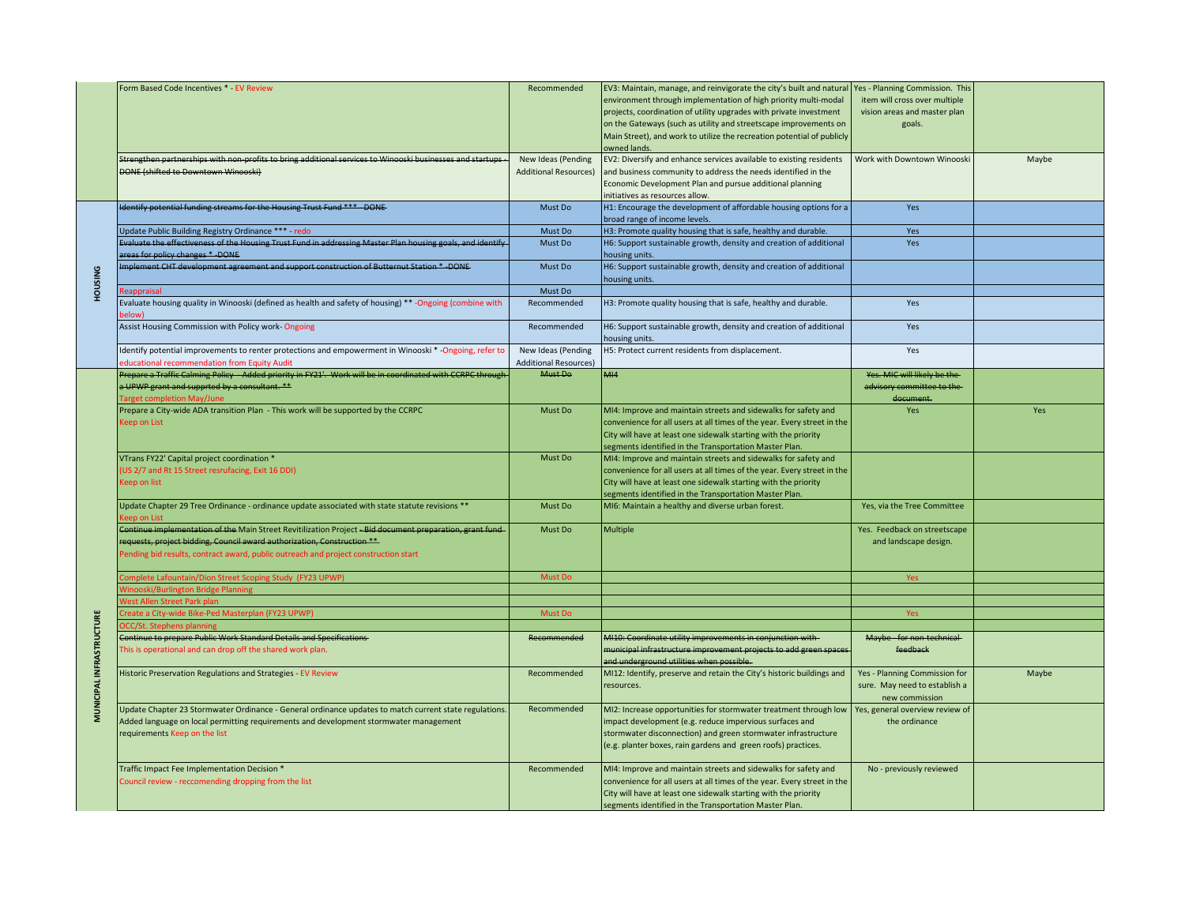| | | | | | |
|---|---|---|---|---|---|
| | Form Based Code Incentives * - EV Review | Recommended | EV3: Maintain, manage, and reinvigorate the city's built and natural environment through implementation of high priority multi-modal projects, coordination of utility upgrades with private investment on the Gateways (such as utility and streetscape improvements on Main Street), and work to utilize the recreation potential of publicly owned lands. | Yes - Planning Commission. This item will cross over multiple vision areas and master plan goals. | |
| | ~~Strengthen partnerships with non-profits to bring additional services to Winooski businesses and startups - DONE (shifted to Downtown Winooski)~~ | New Ideas (Pending Additional Resources) | EV2: Diversify and enhance services available to existing residents and business community to address the needs identified in the Economic Development Plan and pursue additional planning initiatives as resources allow. | Work with Downtown Winooski | Maybe |
| HOUSING | ~~Identify potential funding streams for the Housing Trust Fund *** - DONE~~ | Must Do | H1: Encourage the development of affordable housing options for a broad range of income levels. | Yes | |
| | Update Public Building Registry Ordinance *** - redo | Must Do | H3: Promote quality housing that is safe, healthy and durable. | Yes | |
| | ~~Evaluate the effectiveness of the Housing Trust Fund in addressing Master Plan housing goals, and identify areas for policy changes * -DONE~~ | Must Do | H6: Support sustainable growth, density and creation of additional housing units. | Yes | |
| | ~~Implement CHT development agreement and support construction of Butternut Station * -DONE~~ | Must Do | H6: Support sustainable growth, density and creation of additional housing units. | | |
| | Reappraisal | Must Do | | | |
| | Evaluate housing quality in Winooski (defined as health and safety of housing) ** -Ongoing (combine with below) | Recommended | H3: Promote quality housing that is safe, healthy and durable. | Yes | |
| | Assist Housing Commission with Policy work- Ongoing | Recommended | H6: Support sustainable growth, density and creation of additional housing units. | Yes | |
| | Identify potential improvements to renter protections and empowerment in Winooski * -Ongoing, refer to educational recommendation from Equity Audit | New Ideas (Pending Additional Resources) | H5: Protect current residents from displacement. | Yes | |
| MUNICIPAL INFRASTRUCTURE | ~~Prepare a Traffic Calming Policy - Added priority in FY21'. Work will be in coordinated with CCRPC through a UPWP grant and supprted by a consultant. **~~ Target completion May/June | ~~Must Do~~ | ~~MI4~~ | ~~Yes. MIC will likely be the advisory committee to the document.~~ | |
| | Prepare a City-wide ADA transition Plan - This work will be supported by the CCRPC Keep on List | Must Do | MI4: Improve and maintain streets and sidewalks for safety and convenience for all users at all times of the year. Every street in the City will have at least one sidewalk starting with the priority segments identified in the Transportation Master Plan. | Yes | Yes |
| | VTrans FY22' Capital project coordination * (US 2/7 and Rt 15 Street resurfacing, Exit 16 DDI) Keep on list | Must Do | MI4: Improve and maintain streets and sidewalks for safety and convenience for all users at all times of the year. Every street in the City will have at least one sidewalk starting with the priority segments identified in the Transportation Master Plan. | | |
| | Update Chapter 29 Tree Ordinance - ordinance update associated with state statute revisions ** Keep on List | Must Do | MI6: Maintain a healthy and diverse urban forest. | Yes, via the Tree Committee | |
| | ~~Continue implementation of the~~ Main Street Revitilization Project ~~- Bid document preparation, grant fund requests, project bidding, Council award authorization, Construction **~~ Pending bid results, contract award, public outreach and project construction start | Must Do | Multiple | Yes. Feedback on streetscape and landscape design. | |
| | Complete Lafountain/Dion Street Scoping Study (FY23 UPWP) | Must Do | | Yes | |
| | Winooski/Burlington Bridge Planning | | | | |
| | West Allen Street Park plan | | | | |
| | Create a City-wide Bike-Ped Masterplan (FY23 UPWP) | Must Do | | Yes | |
| | OCC/St. Stephens planning | | | | |
| | ~~Continue to prepare Public Work Standard Details and Specifications~~ This is operational and can drop off the shared work plan. | ~~Recommended~~ | ~~MI10: Coordinate utility improvements in conjunction with municipal infrastructure improvement projects to add green spaces and underground utilities when possible.~~ | ~~Maybe - for non-technical feedback~~ | |
| | Historic Preservation Regulations and Strategies - EV Review | Recommended | MI12: Identify, preserve and retain the City's historic buildings and resources. | Yes - Planning Commission for sure. May need to establish a new commission | Maybe |
| | Update Chapter 23 Stormwater Ordinance - General ordinance updates to match current state regulations. Added language on local permitting requirements and development stormwater management requirements Keep on the list | Recommended | MI2: Increase opportunities for stormwater treatment through low impact development (e.g. reduce impervious surfaces and stormwater disconnection) and green stormwater infrastructure (e.g. planter boxes, rain gardens and green roofs) practices. | Yes, general overview review of the ordinance | |
| | Traffic Impact Fee Implementation Decision * Council review - reccomending dropping from the list | Recommended | MI4: Improve and maintain streets and sidewalks for safety and convenience for all users at all times of the year. Every street in the City will have at least one sidewalk starting with the priority segments identified in the Transportation Master Plan. | No - previously reviewed | |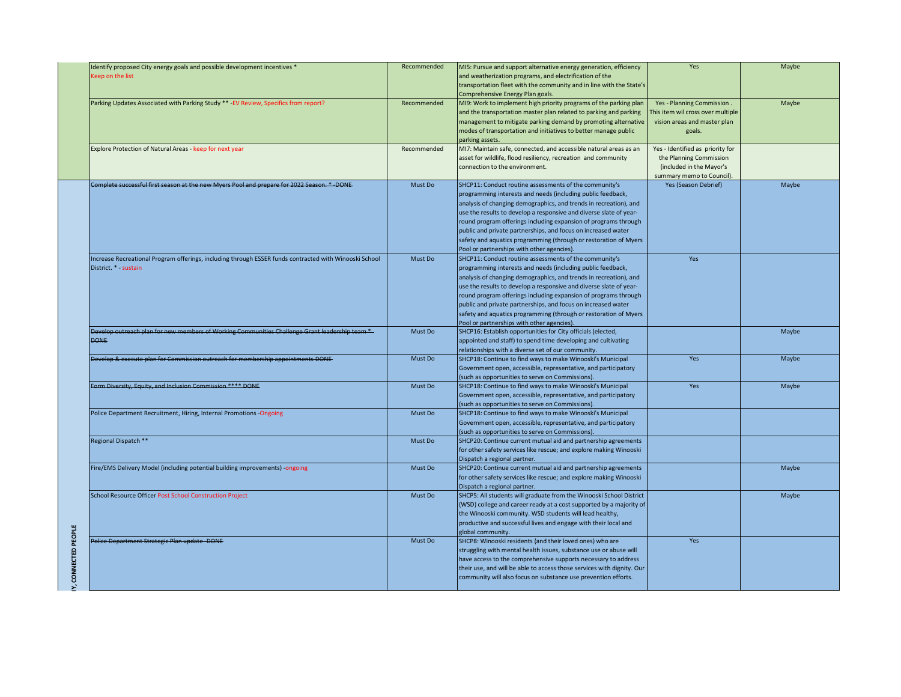| | | | | | |
|---|---|---|---|---|---|
| | Identify proposed City energy goals and possible development incentives * Keep on the list | Recommended | MI5: Pursue and support alternative energy generation, efficiency and weatherization programs, and electrification of the transportation fleet with the community and in line with the State's Comprehensive Energy Plan goals. | Yes | Maybe |
| | Parking Updates Associated with Parking Study ** -EV Review, Specifics from report? | Recommended | MI9: Work to implement high priority programs of the parking plan and the transportation master plan related to parking and parking management to mitigate parking demand by promoting alternative modes of transportation and initiatives to better manage public parking assets. | Yes - Planning Commission . This item wil cross over multiple vision areas and master plan goals. | Maybe |
| | Explore Protection of Natural Areas - keep for next year | Recommended | MI7: Maintain safe, connected, and accessible natural areas as an asset for wildlife, flood resiliency, recreation and community connection to the environment. | Yes - Identified as priority for the Planning Commission (included in the Mayor's summary memo to Council). | |
| Y, CONNECTED PEOPLE | ~~Complete successful first season at the new Myers Pool and prepare for 2022 Season. * -DONE~~ | Must Do | SHCP11: Conduct routine assessments of the community's programming interests and needs (including public feedback, analysis of changing demographics, and trends in recreation), and use the results to develop a responsive and diverse slate of year-round program offerings including expansion of programs through public and private partnerships, and focus on increased water safety and aquatics programming (through or restoration of Myers Pool or partnerships with other agencies). | Yes (Season Debrief) | Maybe |
| | Increase Recreational Program offerings, including through ESSER funds contracted with Winooski School District. * - sustain | Must Do | SHCP11: Conduct routine assessments of the community's programming interests and needs (including public feedback, analysis of changing demographics, and trends in recreation), and use the results to develop a responsive and diverse slate of year-round program offerings including expansion of programs through public and private partnerships, and focus on increased water safety and aquatics programming (through or restoration of Myers Pool or partnerships with other agencies). | Yes | |
| | ~~Develop outreach plan for new members of Working Communities Challenge Grant leadership team * DONE~~ | Must Do | SHCP16: Establish opportunities for City officials (elected, appointed and staff) to spend time developing and cultivating relationships with a diverse set of our community. | | Maybe |
| | ~~Develop & execute plan for Commission outreach for membership appointments DONE~~ | Must Do | SHCP18: Continue to find ways to make Winooski's Municipal Government open, accessible, representative, and participatory (such as opportunities to serve on Commissions). | Yes | Maybe |
| | ~~Form Diversity, Equity, and Inclusion Commission **** DONE~~ | Must Do | SHCP18: Continue to find ways to make Winooski's Municipal Government open, accessible, representative, and participatory (such as opportunities to serve on Commissions). | Yes | Maybe |
| | Police Department Recruitment, Hiring, Internal Promotions -Ongoing | Must Do | SHCP18: Continue to find ways to make Winooski's Municipal Government open, accessible, representative, and participatory (such as opportunities to serve on Commissions). | | |
| | Regional Dispatch ** | Must Do | SHCP20: Continue current mutual aid and partnership agreements for other safety services like rescue; and explore making Winooski Dispatch a regional partner. | | |
| | Fire/EMS Delivery Model (including potential building improvements) -ongoing | Must Do | SHCP20: Continue current mutual aid and partnership agreements for other safety services like rescue; and explore making Winooski Dispatch a regional partner. | | Maybe |
| | School Resource Officer Post School Construction Project | Must Do | SHCP5: All students will graduate from the Winooski School District (WSD) college and career ready at a cost supported by a majority of the Winooski community. WSD students will lead healthy, productive and successful lives and engage with their local and global community. | | Maybe |
| | ~~Police Department Strategic Plan update -DONE~~ | Must Do | SHCP8: Winooski residents (and their loved ones) who are struggling with mental health issues, substance use or abuse will have access to the comprehensive supports necessary to address their use, and will be able to access those services with dignity. Our community will also focus on substance use prevention efforts. | Yes | |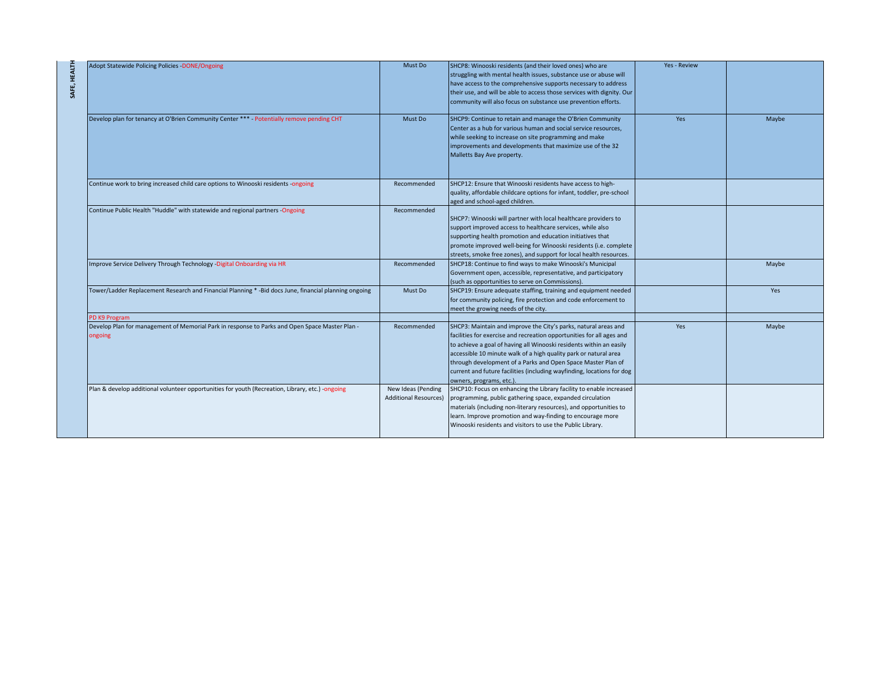| | | | | | |
|---|---|---|---|---|---|
| SAFE, HEALTH | Adopt Statewide Policing Policies -DONE/Ongoing | Must Do | SHCP8: Winooski residents (and their loved ones) who are struggling with mental health issues, substance use or abuse will have access to the comprehensive supports necessary to address their use, and will be able to access those services with dignity. Our community will also focus on substance use prevention efforts. | Yes - Review | |
| | Develop plan for tenancy at O'Brien Community Center *** - Potentially remove pending CHT | Must Do | SHCP9: Continue to retain and manage the O'Brien Community Center as a hub for various human and social service resources, while seeking to increase on site programming and make improvements and developments that maximize use of the 32 Malletts Bay Ave property. | Yes | Maybe |
| | Continue work to bring increased child care options to Winooski residents -ongoing | Recommended | SHCP12: Ensure that Winooski residents have access to high-quality, affordable childcare options for infant, toddler, pre-school aged and school-aged children. | | |
| | Continue Public Health "Huddle" with statewide and regional partners -Ongoing | Recommended | SHCP7: Winooski will partner with local healthcare providers to support improved access to healthcare services, while also supporting health promotion and education initiatives that promote improved well-being for Winooski residents (i.e. complete streets, smoke free zones), and support for local health resources. | | |
| | Improve Service Delivery Through Technology -Digital Onboarding via HR | Recommended | SHCP18: Continue to find ways to make Winooski's Municipal Government open, accessible, representative, and participatory (such as opportunities to serve on Commissions). | | Maybe |
| | Tower/Ladder Replacement Research and Financial Planning * -Bid docs June, financial planning ongoing | Must Do | SHCP19: Ensure adequate staffing, training and equipment needed for community policing, fire protection and code enforcement to meet the growing needs of the city. | | Yes |
| | PD K9 Program | | | | |
| | Develop Plan for management of Memorial Park in response to Parks and Open Space Master Plan - ongoing | Recommended | SHCP3: Maintain and improve the City's parks, natural areas and facilities for exercise and recreation opportunities for all ages and to achieve a goal of having all Winooski residents within an easily accessible 10 minute walk of a high quality park or natural area through development of a Parks and Open Space Master Plan of current and future facilities (including wayfinding, locations for dog owners, programs, etc.). | Yes | Maybe |
| | Plan & develop additional volunteer opportunities for youth (Recreation, Library, etc.) -ongoing | New Ideas (Pending Additional Resources) | SHCP10: Focus on enhancing the Library facility to enable increased programming, public gathering space, expanded circulation materials (including non-literary resources), and opportunities to learn. Improve promotion and way-finding to encourage more Winooski residents and visitors to use the Public Library. | | |